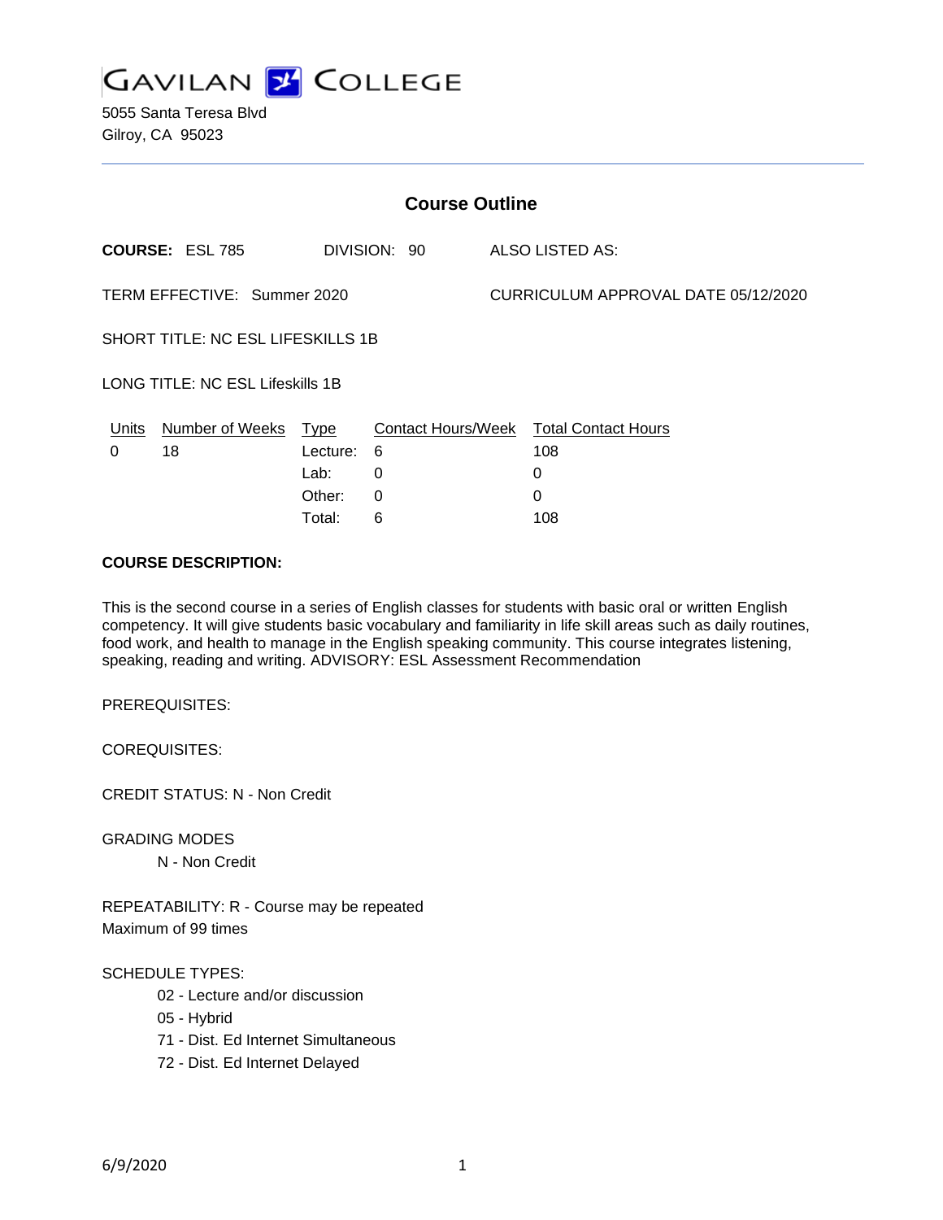# GAVILAN COLLEGE

5055 Santa Teresa Blvd
Gilroy, CA 95023

---

## Course Outline

**COURSE:** ESL 785 DIVISION: 90 ALSO LISTED AS:

TERM EFFECTIVE: Summer 2020 CURRICULUM APPROVAL DATE 05/12/2020

SHORT TITLE: NC ESL LIFESKILLS 1B

LONG TITLE: NC ESL Lifeskills 1B

| Units | Number of Weeks | Type | Contact Hours/Week | Total Contact Hours |
|---|---|---|---|---|
| 0 | 18 | Lecture: | 6 | 108 |
| | | Lab: | 0 | 0 |
| | | Other: | 0 | 0 |
| | | Total: | 6 | 108 |

**COURSE DESCRIPTION:**

This is the second course in a series of English classes for students with basic oral or written English competency. It will give students basic vocabulary and familiarity in life skill areas such as daily routines, food work, and health to manage in the English speaking community. This course integrates listening, speaking, reading and writing. ADVISORY: ESL Assessment Recommendation

PREREQUISITES:

COREQUISITES:

CREDIT STATUS: N - Non Credit

GRADING MODES

N - Non Credit

REPEATABILITY: R - Course may be repeated
Maximum of 99 times

SCHEDULE TYPES:

02 - Lecture and/or discussion
05 - Hybrid
71 - Dist. Ed Internet Simultaneous
72 - Dist. Ed Internet Delayed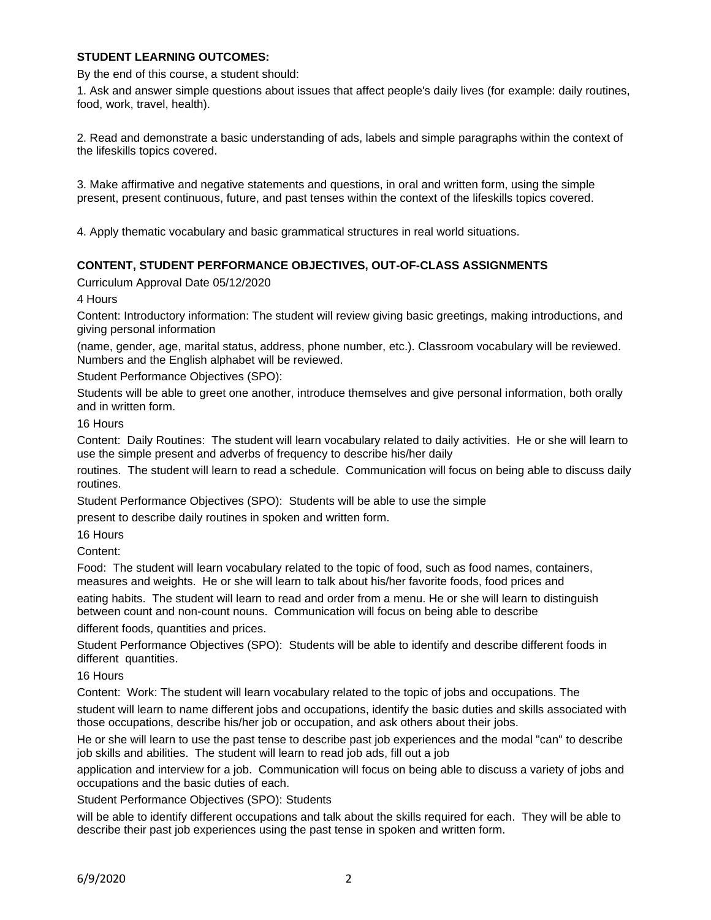**STUDENT LEARNING OUTCOMES:**

By the end of this course, a student should:

1. Ask and answer simple questions about issues that affect people's daily lives (for example: daily routines, food, work, travel, health).

2. Read and demonstrate a basic understanding of ads, labels and simple paragraphs within the context of the lifeskills topics covered.

3. Make affirmative and negative statements and questions, in oral and written form, using the simple present, present continuous, future, and past tenses within the context of the lifeskills topics covered.

4. Apply thematic vocabulary and basic grammatical structures in real world situations.

**CONTENT, STUDENT PERFORMANCE OBJECTIVES, OUT-OF-CLASS ASSIGNMENTS**

Curriculum Approval Date 05/12/2020

4 Hours

Content: Introductory information: The student will review giving basic greetings, making introductions, and giving personal information (name, gender, age, marital status, address, phone number, etc.). Classroom vocabulary will be reviewed. Numbers and the English alphabet will be reviewed.

Student Performance Objectives (SPO):

Students will be able to greet one another, introduce themselves and give personal information, both orally and in written form.

16 Hours

Content: Daily Routines: The student will learn vocabulary related to daily activities. He or she will learn to use the simple present and adverbs of frequency to describe his/her daily routines. The student will learn to read a schedule. Communication will focus on being able to discuss daily routines.

Student Performance Objectives (SPO): Students will be able to use the simple present to describe daily routines in spoken and written form.

16 Hours

Content:

Food: The student will learn vocabulary related to the topic of food, such as food names, containers, measures and weights. He or she will learn to talk about his/her favorite foods, food prices and eating habits. The student will learn to read and order from a menu. He or she will learn to distinguish between count and non-count nouns. Communication will focus on being able to describe different foods, quantities and prices.

Student Performance Objectives (SPO): Students will be able to identify and describe different foods in different quantities.

16 Hours

Content: Work: The student will learn vocabulary related to the topic of jobs and occupations. The student will learn to name different jobs and occupations, identify the basic duties and skills associated with those occupations, describe his/her job or occupation, and ask others about their jobs.

He or she will learn to use the past tense to describe past job experiences and the modal "can" to describe job skills and abilities. The student will learn to read job ads, fill out a job application and interview for a job. Communication will focus on being able to discuss a variety of jobs and occupations and the basic duties of each.

Student Performance Objectives (SPO): Students will be able to identify different occupations and talk about the skills required for each. They will be able to describe their past job experiences using the past tense in spoken and written form.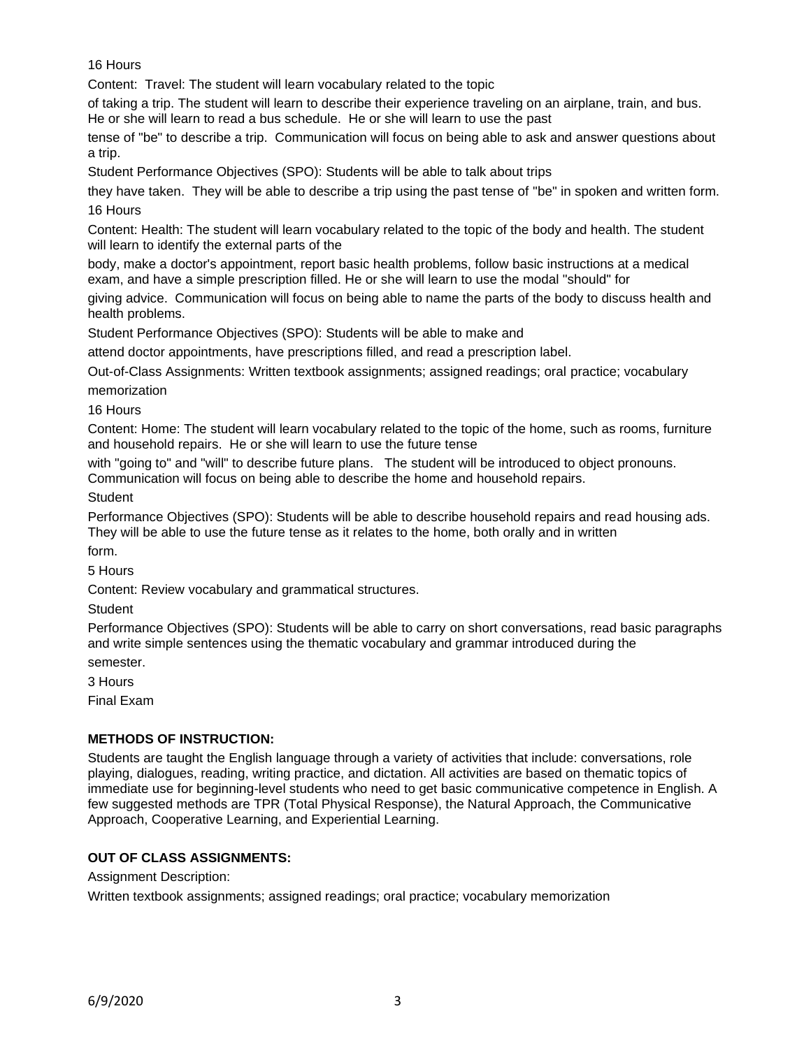16 Hours

Content: Travel: The student will learn vocabulary related to the topic of taking a trip. The student will learn to describe their experience traveling on an airplane, train, and bus. He or she will learn to read a bus schedule. He or she will learn to use the past tense of "be" to describe a trip. Communication will focus on being able to ask and answer questions about a trip.

Student Performance Objectives (SPO): Students will be able to talk about trips they have taken. They will be able to describe a trip using the past tense of "be" in spoken and written form.

16 Hours

Content: Health: The student will learn vocabulary related to the topic of the body and health. The student will learn to identify the external parts of the body, make a doctor's appointment, report basic health problems, follow basic instructions at a medical exam, and have a simple prescription filled. He or she will learn to use the modal "should" for giving advice. Communication will focus on being able to name the parts of the body to discuss health and health problems.

Student Performance Objectives (SPO): Students will be able to make and attend doctor appointments, have prescriptions filled, and read a prescription label.

Out-of-Class Assignments: Written textbook assignments; assigned readings; oral practice; vocabulary memorization

16 Hours

Content: Home: The student will learn vocabulary related to the topic of the home, such as rooms, furniture and household repairs. He or she will learn to use the future tense with "going to" and "will" to describe future plans. The student will be introduced to object pronouns. Communication will focus on being able to describe the home and household repairs.

Student Performance Objectives (SPO): Students will be able to describe household repairs and read housing ads. They will be able to use the future tense as it relates to the home, both orally and in written form.

5 Hours

Content: Review vocabulary and grammatical structures.

Student Performance Objectives (SPO): Students will be able to carry on short conversations, read basic paragraphs and write simple sentences using the thematic vocabulary and grammar introduced during the semester.

3 Hours

Final Exam

**METHODS OF INSTRUCTION:**

Students are taught the English language through a variety of activities that include: conversations, role playing, dialogues, reading, writing practice, and dictation. All activities are based on thematic topics of immediate use for beginning-level students who need to get basic communicative competence in English. A few suggested methods are TPR (Total Physical Response), the Natural Approach, the Communicative Approach, Cooperative Learning, and Experiential Learning.

**OUT OF CLASS ASSIGNMENTS:**

Assignment Description:

Written textbook assignments; assigned readings; oral practice; vocabulary memorization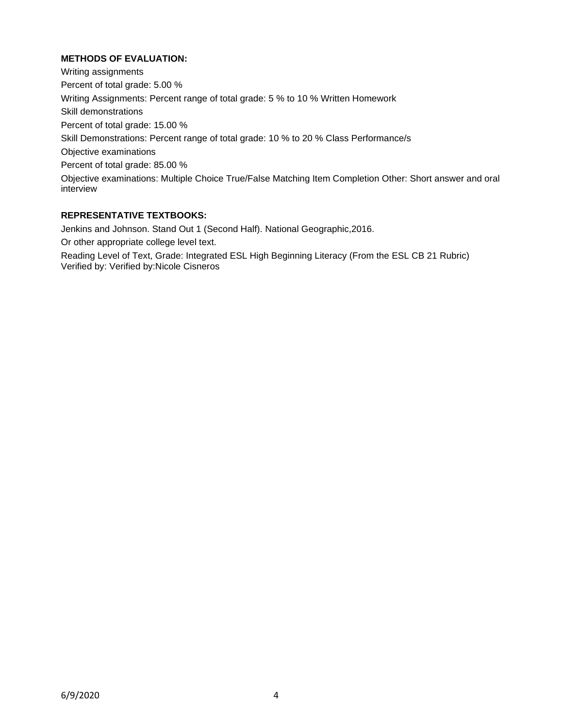**METHODS OF EVALUATION:**

Writing assignments

Percent of total grade: 5.00 %

Writing Assignments: Percent range of total grade: 5 % to 10 % Written Homework

Skill demonstrations

Percent of total grade: 15.00 %

Skill Demonstrations: Percent range of total grade: 10 % to 20 % Class Performance/s

Objective examinations

Percent of total grade: 85.00 %

Objective examinations: Multiple Choice True/False Matching Item Completion Other: Short answer and oral interview

**REPRESENTATIVE TEXTBOOKS:**

Jenkins and Johnson. Stand Out 1 (Second Half). National Geographic,2016.

Or other appropriate college level text.

Reading Level of Text, Grade: Integrated ESL High Beginning Literacy (From the ESL CB 21 Rubric) Verified by: Verified by:Nicole Cisneros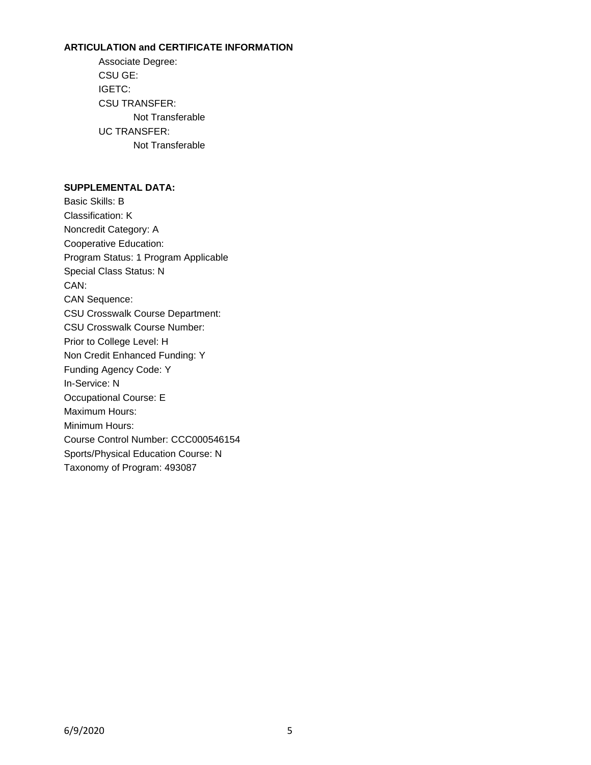**ARTICULATION and CERTIFICATE INFORMATION**

Associate Degree:
CSU GE:
IGETC:
CSU TRANSFER:
Not Transferable
UC TRANSFER:
Not Transferable

**SUPPLEMENTAL DATA:**

Basic Skills: B
Classification: K
Noncredit Category: A
Cooperative Education:
Program Status: 1 Program Applicable
Special Class Status: N
CAN:
CAN Sequence:
CSU Crosswalk Course Department:
CSU Crosswalk Course Number:
Prior to College Level: H
Non Credit Enhanced Funding: Y
Funding Agency Code: Y
In-Service: N
Occupational Course: E
Maximum Hours:
Minimum Hours:
Course Control Number: CCC000546154
Sports/Physical Education Course: N
Taxonomy of Program: 493087